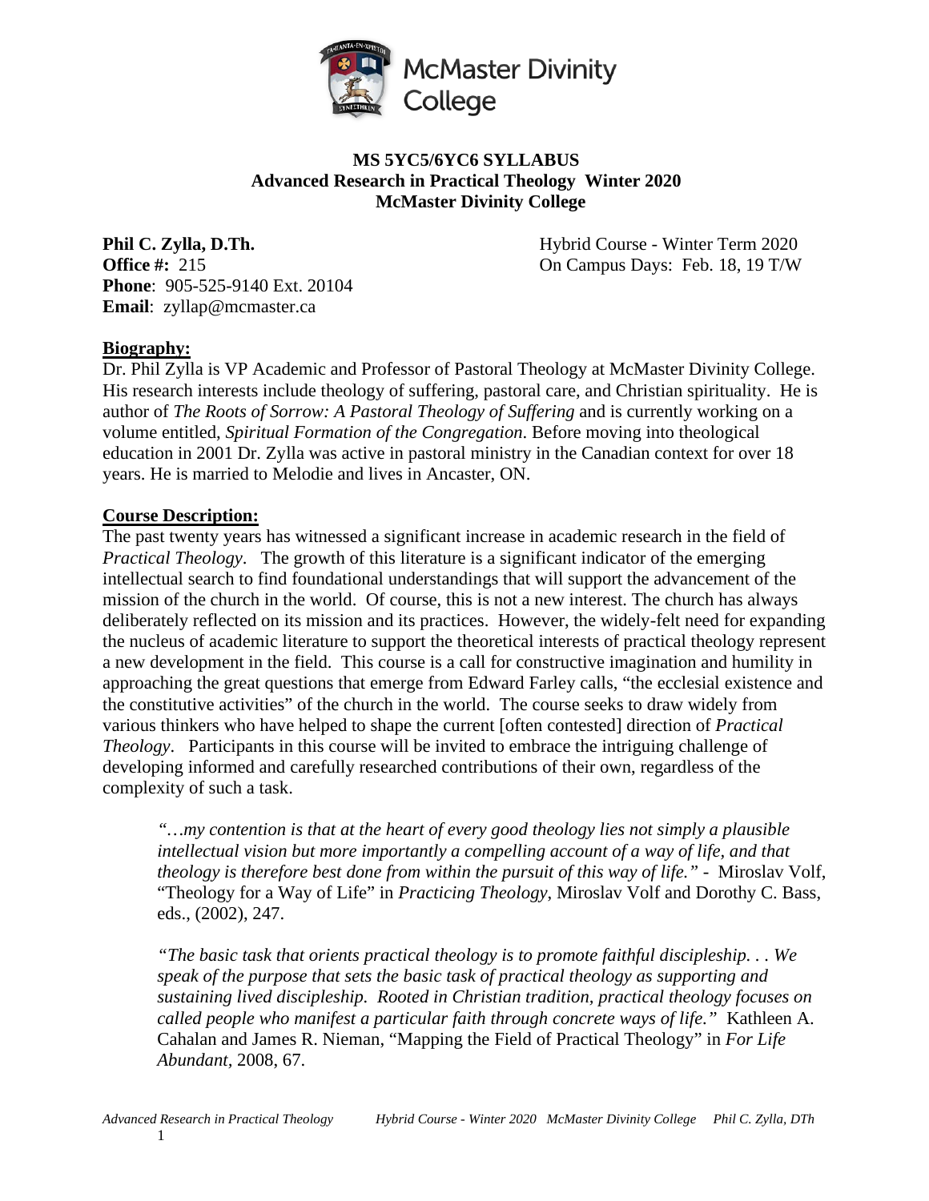McMaster Divinity College

# MS 5YC5/6YC6 SYLLABUS
## Advanced Research in Practical Theology Winter 2020
## McMaster Divinity College

**Phil C. Zylla, D.Th.**
**Office #:** 215
**Phone**: 905-525-9140 Ext. 20104
**Email**: zyllap@mcmaster.ca

Hybrid Course - Winter Term 2020
On Campus Days: Feb. 18, 19 T/W

### Biography:

Dr. Phil Zylla is VP Academic and Professor of Pastoral Theology at McMaster Divinity College. His research interests include theology of suffering, pastoral care, and Christian spirituality. He is author of *The Roots of Sorrow: A Pastoral Theology of Suffering* and is currently working on a volume entitled, *Spiritual Formation of the Congregation*. Before moving into theological education in 2001 Dr. Zylla was active in pastoral ministry in the Canadian context for over 18 years. He is married to Melodie and lives in Ancaster, ON.

### Course Description:

The past twenty years has witnessed a significant increase in academic research in the field of *Practical Theology*. The growth of this literature is a significant indicator of the emerging intellectual search to find foundational understandings that will support the advancement of the mission of the church in the world. Of course, this is not a new interest. The church has always deliberately reflected on its mission and its practices. However, the widely-felt need for expanding the nucleus of academic literature to support the theoretical interests of practical theology represent a new development in the field. This course is a call for constructive imagination and humility in approaching the great questions that emerge from Edward Farley calls, "the ecclesial existence and the constitutive activities" of the church in the world. The course seeks to draw widely from various thinkers who have helped to shape the current [often contested] direction of *Practical Theology*. Participants in this course will be invited to embrace the intriguing challenge of developing informed and carefully researched contributions of their own, regardless of the complexity of such a task.

> *"…my contention is that at the heart of every good theology lies not simply a plausible intellectual vision but more importantly a compelling account of a way of life, and that theology is therefore best done from within the pursuit of this way of life."* - Miroslav Volf, "Theology for a Way of Life" in *Practicing Theology*, Miroslav Volf and Dorothy C. Bass, eds., (2002), 247.

> *"The basic task that orients practical theology is to promote faithful discipleship. . . We speak of the purpose that sets the basic task of practical theology as supporting and sustaining lived discipleship. Rooted in Christian tradition, practical theology focuses on called people who manifest a particular faith through concrete ways of life."* Kathleen A. Cahalan and James R. Nieman, "Mapping the Field of Practical Theology" in *For Life Abundant*, 2008, 67.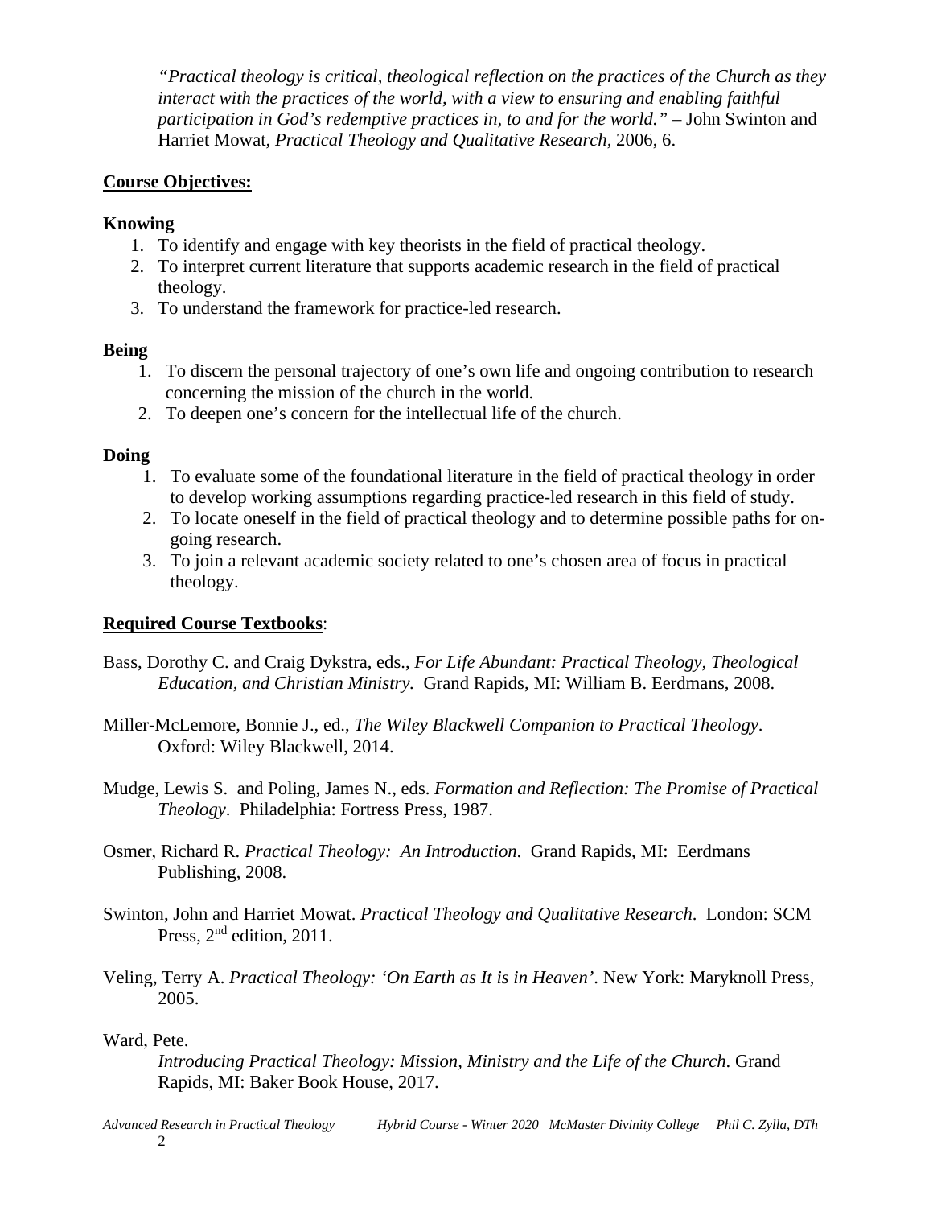*"Practical theology is critical, theological reflection on the practices of the Church as they interact with the practices of the world, with a view to ensuring and enabling faithful participation in God's redemptive practices in, to and for the world."* – John Swinton and Harriet Mowat, *Practical Theology and Qualitative Research*, 2006, 6.

**Course Objectives:**

**Knowing**

1. To identify and engage with key theorists in the field of practical theology.
2. To interpret current literature that supports academic research in the field of practical theology.
3. To understand the framework for practice-led research.

**Being**

1. To discern the personal trajectory of one's own life and ongoing contribution to research concerning the mission of the church in the world.
2. To deepen one's concern for the intellectual life of the church.

**Doing**

1. To evaluate some of the foundational literature in the field of practical theology in order to develop working assumptions regarding practice-led research in this field of study.
2. To locate oneself in the field of practical theology and to determine possible paths for on-going research.
3. To join a relevant academic society related to one's chosen area of focus in practical theology.

**Required Course Textbooks**:

Bass, Dorothy C. and Craig Dykstra, eds., *For Life Abundant: Practical Theology, Theological Education, and Christian Ministry.* Grand Rapids, MI: William B. Eerdmans, 2008.

Miller-McLemore, Bonnie J., ed., *The Wiley Blackwell Companion to Practical Theology*. Oxford: Wiley Blackwell, 2014.

Mudge, Lewis S. and Poling, James N., eds. *Formation and Reflection: The Promise of Practical Theology*. Philadelphia: Fortress Press, 1987.

Osmer, Richard R. *Practical Theology: An Introduction.* Grand Rapids, MI: Eerdmans Publishing, 2008.

Swinton, John and Harriet Mowat. *Practical Theology and Qualitative Research*. London: SCM Press, 2nd edition, 2011.

Veling, Terry A. *Practical Theology: 'On Earth as It is in Heaven'*. New York: Maryknoll Press, 2005.

Ward, Pete.
*Introducing Practical Theology: Mission, Ministry and the Life of the Church*. Grand Rapids, MI: Baker Book House, 2017.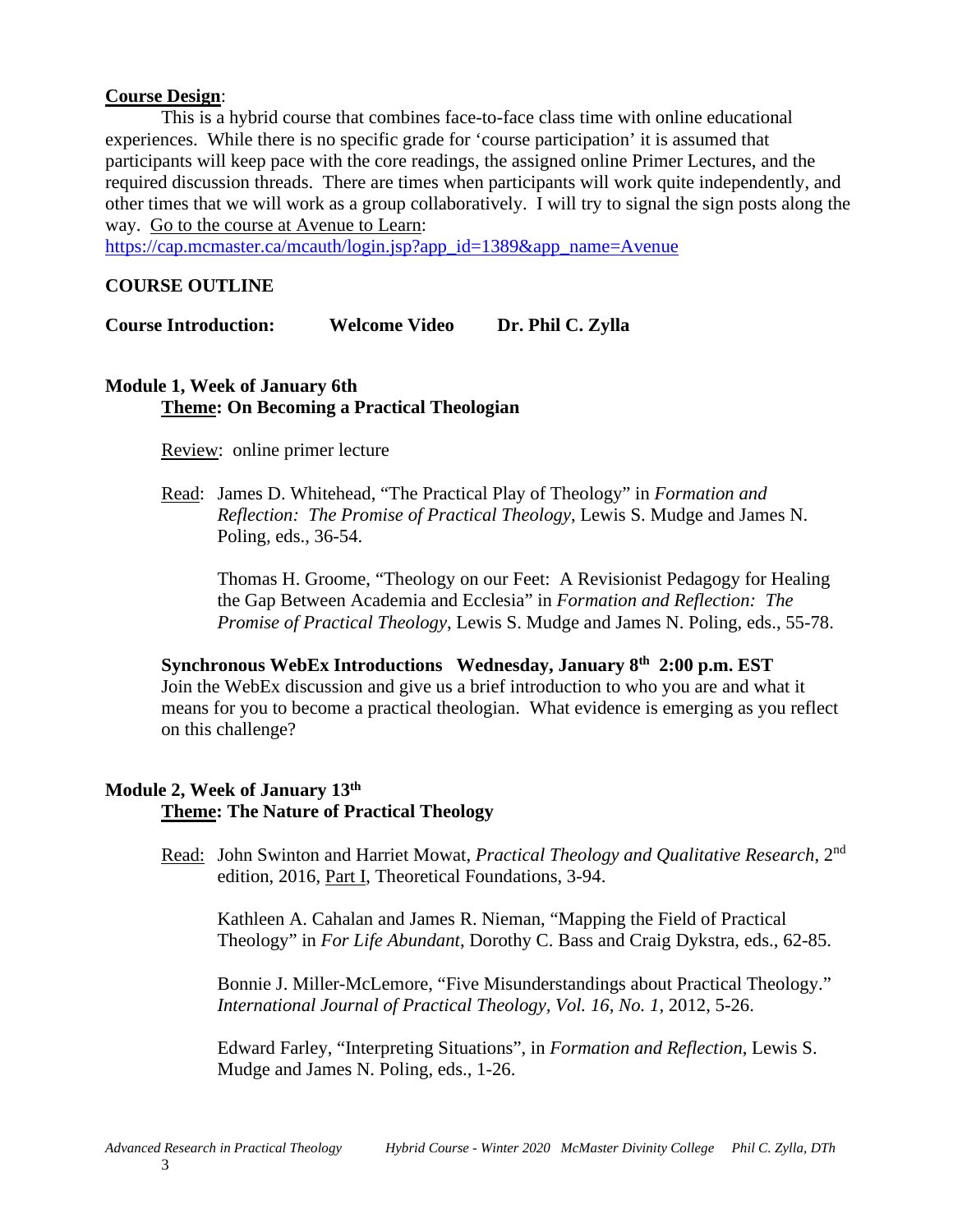**Course Design**:

This is a hybrid course that combines face-to-face class time with online educational experiences. While there is no specific grade for 'course participation' it is assumed that participants will keep pace with the core readings, the assigned online Primer Lectures, and the required discussion threads. There are times when participants will work quite independently, and other times that we will work as a group collaboratively. I will try to signal the sign posts along the way. Go to the course at Avenue to Learn: https://cap.mcmaster.ca/mcauth/login.jsp?app_id=1389&app_name=Avenue

## COURSE OUTLINE

**Course Introduction: Welcome Video Dr. Phil C. Zylla**

### Module 1, Week of January 6th

**Theme: On Becoming a Practical Theologian**

Review: online primer lecture

Read: James D. Whitehead, "The Practical Play of Theology" in *Formation and Reflection: The Promise of Practical Theology*, Lewis S. Mudge and James N. Poling, eds., 36-54.

Thomas H. Groome, "Theology on our Feet: A Revisionist Pedagogy for Healing the Gap Between Academia and Ecclesia" in *Formation and Reflection: The Promise of Practical Theology*, Lewis S. Mudge and James N. Poling, eds., 55-78.

**Synchronous WebEx Introductions Wednesday, January 8th 2:00 p.m. EST**

Join the WebEx discussion and give us a brief introduction to who you are and what it means for you to become a practical theologian. What evidence is emerging as you reflect on this challenge?

### Module 2, Week of January 13th

**Theme: The Nature of Practical Theology**

Read: John Swinton and Harriet Mowat, *Practical Theology and Qualitative Research*, 2nd edition, 2016, Part I, Theoretical Foundations, 3-94.

Kathleen A. Cahalan and James R. Nieman, "Mapping the Field of Practical Theology" in *For Life Abundant*, Dorothy C. Bass and Craig Dykstra, eds., 62-85.

Bonnie J. Miller-McLemore, "Five Misunderstandings about Practical Theology." *International Journal of Practical Theology, Vol. 16, No. 1,* 2012, 5-26.

Edward Farley, "Interpreting Situations", in *Formation and Reflection*, Lewis S. Mudge and James N. Poling, eds., 1-26.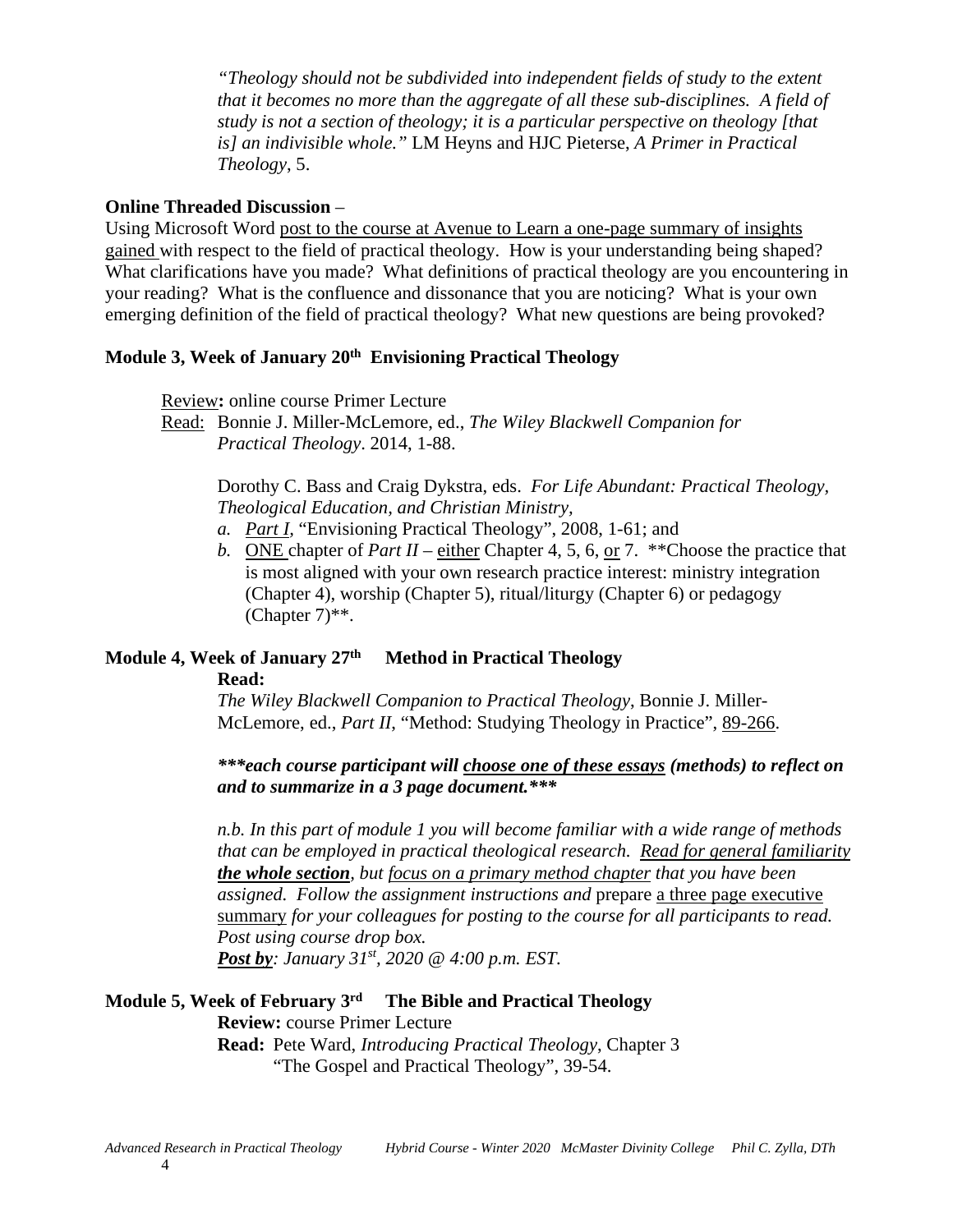> *"Theology should not be subdivided into independent fields of study to the extent that it becomes no more than the aggregate of all these sub-disciplines. A field of study is not a section of theology; it is a particular perspective on theology [that is] an indivisible whole."* LM Heyns and HJC Pieterse, *A Primer in Practical Theology*, 5.

**Online Threaded Discussion** –
Using Microsoft Word post to the course at Avenue to Learn a one-page summary of insights gained with respect to the field of practical theology. How is your understanding being shaped? What clarifications have you made? What definitions of practical theology are you encountering in your reading? What is the confluence and dissonance that you are noticing? What is your own emerging definition of the field of practical theology? What new questions are being provoked?

### Module 3, Week of January 20th Envisioning Practical Theology

Review**:** online course Primer Lecture
Read: Bonnie J. Miller-McLemore, ed., *The Wiley Blackwell Companion for Practical Theology*. 2014, 1-88.

Dorothy C. Bass and Craig Dykstra, eds. *For Life Abundant: Practical Theology, Theological Education, and Christian Ministry*,

*a.* *Part I*, "Envisioning Practical Theology", 2008, 1-61; and
*b.* ONE chapter of *Part II* – either Chapter 4, 5, 6, or 7. **Choose the practice that is most aligned with your own research practice interest: ministry integration (Chapter 4), worship (Chapter 5), ritual/liturgy (Chapter 6) or pedagogy (Chapter 7)**.

### Module 4, Week of January 27th Method in Practical Theology

**Read:**
*The Wiley Blackwell Companion to Practical Theology*, Bonnie J. Miller-McLemore, ed., *Part II*, "Method: Studying Theology in Practice", 89-266.

***\*\*\*each course participant will choose one of these essays (methods) to reflect on and to summarize in a 3 page document.\*\*\****

*n.b. In this part of module 1 you will become familiar with a wide range of methods that can be employed in practical theological research. Read for general familiarity **the whole section**, but focus on a primary method chapter that you have been assigned. Follow the assignment instructions and* prepare a three page executive summary *for your colleagues for posting to the course for all participants to read. Post using course drop box.*
***Post by**: January 31st, 2020 @ 4:00 p.m. EST.*

### Module 5, Week of February 3rd The Bible and Practical Theology

**Review:** course Primer Lecture
**Read:** Pete Ward, *Introducing Practical Theology*, Chapter 3 "The Gospel and Practical Theology", 39-54.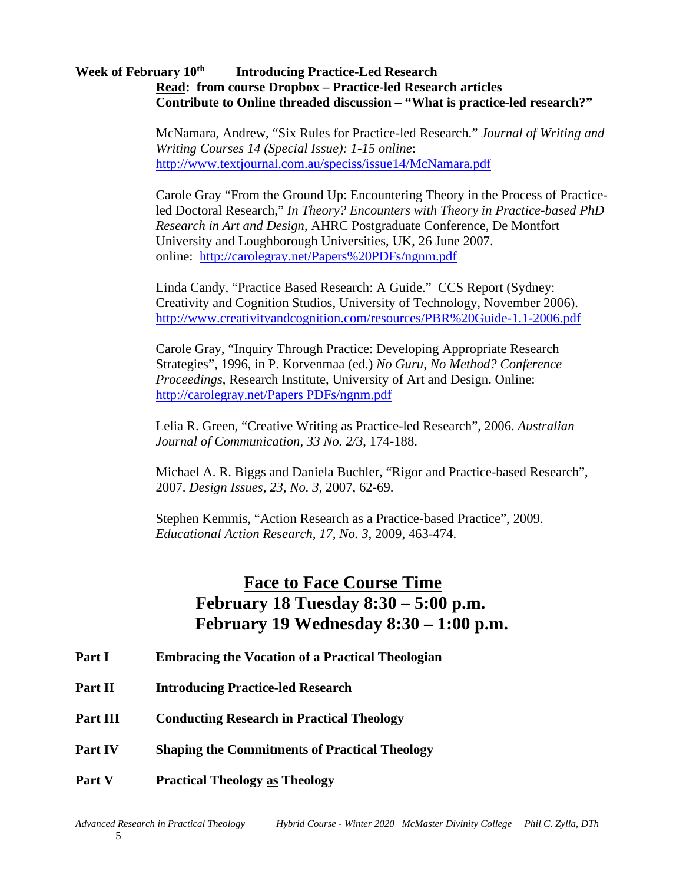**Week of February 10th Introducing Practice-Led Research**

**Read: from course Dropbox – Practice-led Research articles**

**Contribute to Online threaded discussion – "What is practice-led research?"**

McNamara, Andrew, "Six Rules for Practice-led Research." *Journal of Writing and Writing Courses 14 (Special Issue): 1-15 online*: http://www.textjournal.com.au/speciss/issue14/McNamara.pdf

Carole Gray "From the Ground Up: Encountering Theory in the Process of Practice-led Doctoral Research," *In Theory? Encounters with Theory in Practice-based PhD Research in Art and Design*, AHRC Postgraduate Conference, De Montfort University and Loughborough Universities, UK, 26 June 2007. online: http://carolegray.net/Papers%20PDFs/ngnm.pdf

Linda Candy, "Practice Based Research: A Guide." CCS Report (Sydney: Creativity and Cognition Studios, University of Technology, November 2006). http://www.creativityandcognition.com/resources/PBR%20Guide-1.1-2006.pdf

Carole Gray, "Inquiry Through Practice: Developing Appropriate Research Strategies", 1996, in P. Korvenmaa (ed.) *No Guru, No Method? Conference Proceedings*, Research Institute, University of Art and Design. Online: http://carolegray.net/Papers PDFs/ngnm.pdf

Lelia R. Green, "Creative Writing as Practice-led Research", 2006. *Australian Journal of Communication, 33 No. 2/3*, 174-188.

Michael A. R. Biggs and Daniela Buchler, "Rigor and Practice-based Research", 2007. *Design Issues, 23, No. 3*, 2007, 62-69.

Stephen Kemmis, "Action Research as a Practice-based Practice", 2009. *Educational Action Research, 17, No. 3*, 2009, 463-474.

## Face to Face Course Time

## February 18 Tuesday 8:30 – 5:00 p.m.

## February 19 Wednesday 8:30 – 1:00 p.m.

**Part I** **Embracing the Vocation of a Practical Theologian**

**Part II** **Introducing Practice-led Research**

**Part III** **Conducting Research in Practical Theology**

**Part IV** **Shaping the Commitments of Practical Theology**

**Part V** **Practical Theology as Theology**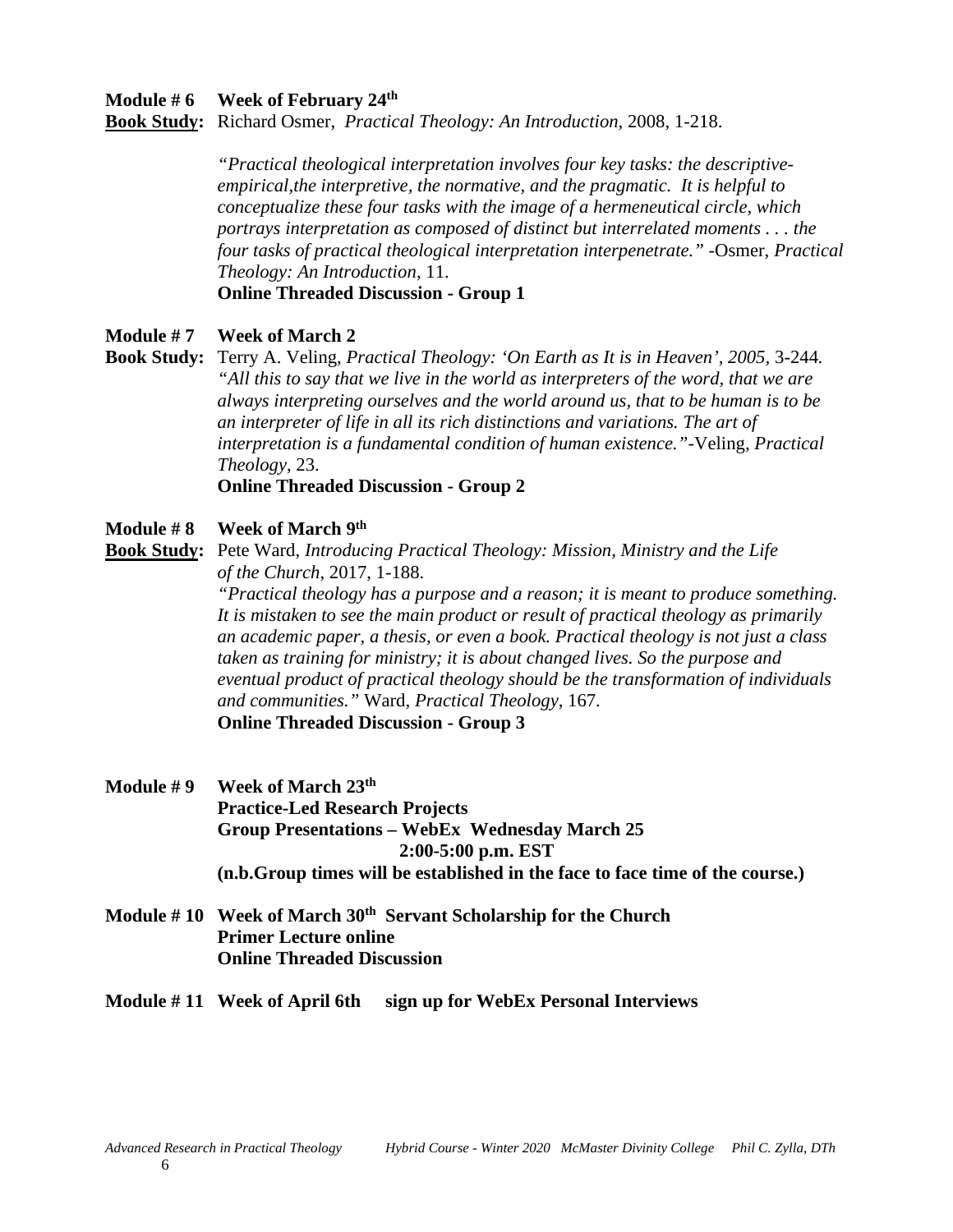**Module # 6 Week of February 24th**

**Book Study:** Richard Osmer, *Practical Theology: An Introduction*, 2008, 1-218.

*"Practical theological interpretation involves four key tasks: the descriptive-empirical,the interpretive, the normative, and the pragmatic. It is helpful to conceptualize these four tasks with the image of a hermeneutical circle, which portrays interpretation as composed of distinct but interrelated moments . . . the four tasks of practical theological interpretation interpenetrate."* -Osmer, *Practical Theology: An Introduction*, 11.

**Online Threaded Discussion - Group 1**

**Module # 7 Week of March 2**

**Book Study:** Terry A. Veling, *Practical Theology: 'On Earth as It is in Heaven', 2005*, 3-244.

*"All this to say that we live in the world as interpreters of the word, that we are always interpreting ourselves and the world around us, that to be human is to be an interpreter of life in all its rich distinctions and variations. The art of interpretation is a fundamental condition of human existence."*-Veling, *Practical Theology*, 23.

**Online Threaded Discussion - Group 2**

**Module # 8 Week of March 9th**

**Book Study:** Pete Ward, *Introducing Practical Theology: Mission, Ministry and the Life of the Church*, 2017, 1-188.

*"Practical theology has a purpose and a reason; it is meant to produce something. It is mistaken to see the main product or result of practical theology as primarily an academic paper, a thesis, or even a book. Practical theology is not just a class taken as training for ministry; it is about changed lives. So the purpose and eventual product of practical theology should be the transformation of individuals and communities."* Ward, *Practical Theology*, 167.

**Online Threaded Discussion - Group 3**

**Module # 9 Week of March 23th**
**Practice-Led Research Projects**
**Group Presentations – WebEx Wednesday March 25**
**2:00-5:00 p.m. EST**
**(n.b.Group times will be established in the face to face time of the course.)**

**Module # 10 Week of March 30th Servant Scholarship for the Church**
**Primer Lecture online**
**Online Threaded Discussion**

**Module # 11 Week of April 6th sign up for WebEx Personal Interviews**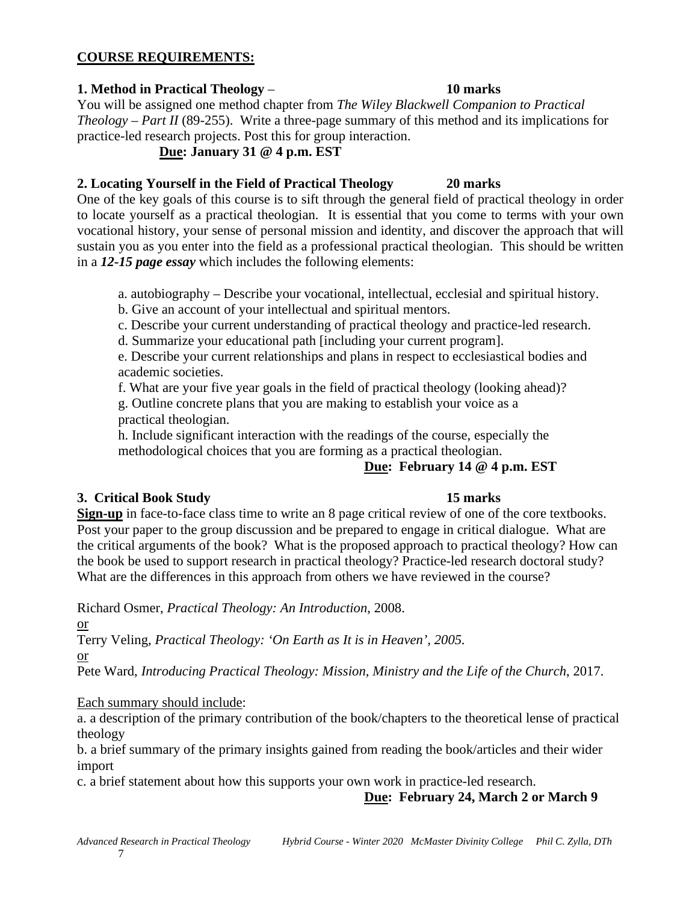## COURSE REQUIREMENTS:

**1. Method in Practical Theology** – **10 marks**

You will be assigned one method chapter from *The Wiley Blackwell Companion to Practical Theology – Part II* (89-255). Write a three-page summary of this method and its implications for practice-led research projects. Post this for group interaction.

**Due: January 31 @ 4 p.m. EST**

**2. Locating Yourself in the Field of Practical Theology** **20 marks**

One of the key goals of this course is to sift through the general field of practical theology in order to locate yourself as a practical theologian. It is essential that you come to terms with your own vocational history, your sense of personal mission and identity, and discover the approach that will sustain you as you enter into the field as a professional practical theologian. This should be written in a ***12-15 page essay*** which includes the following elements:

a. autobiography – Describe your vocational, intellectual, ecclesial and spiritual history.
b. Give an account of your intellectual and spiritual mentors.
c. Describe your current understanding of practical theology and practice-led research.
d. Summarize your educational path [including your current program].
e. Describe your current relationships and plans in respect to ecclesiastical bodies and academic societies.
f. What are your five year goals in the field of practical theology (looking ahead)?
g. Outline concrete plans that you are making to establish your voice as a practical theologian.
h. Include significant interaction with the readings of the course, especially the methodological choices that you are forming as a practical theologian.

**Due: February 14 @ 4 p.m. EST**

**3. Critical Book Study** **15 marks**

**Sign-up** in face-to-face class time to write an 8 page critical review of one of the core textbooks. Post your paper to the group discussion and be prepared to engage in critical dialogue. What are the critical arguments of the book? What is the proposed approach to practical theology? How can the book be used to support research in practical theology? Practice-led research doctoral study? What are the differences in this approach from others we have reviewed in the course?

Richard Osmer, *Practical Theology: An Introduction*, 2008.
or
Terry Veling, *Practical Theology: 'On Earth as It is in Heaven', 2005.*
or
Pete Ward, *Introducing Practical Theology: Mission, Ministry and the Life of the Church*, 2017.

Each summary should include:

a. a description of the primary contribution of the book/chapters to the theoretical lense of practical theology
b. a brief summary of the primary insights gained from reading the book/articles and their wider import
c. a brief statement about how this supports your own work in practice-led research.

**Due: February 24, March 2 or March 9**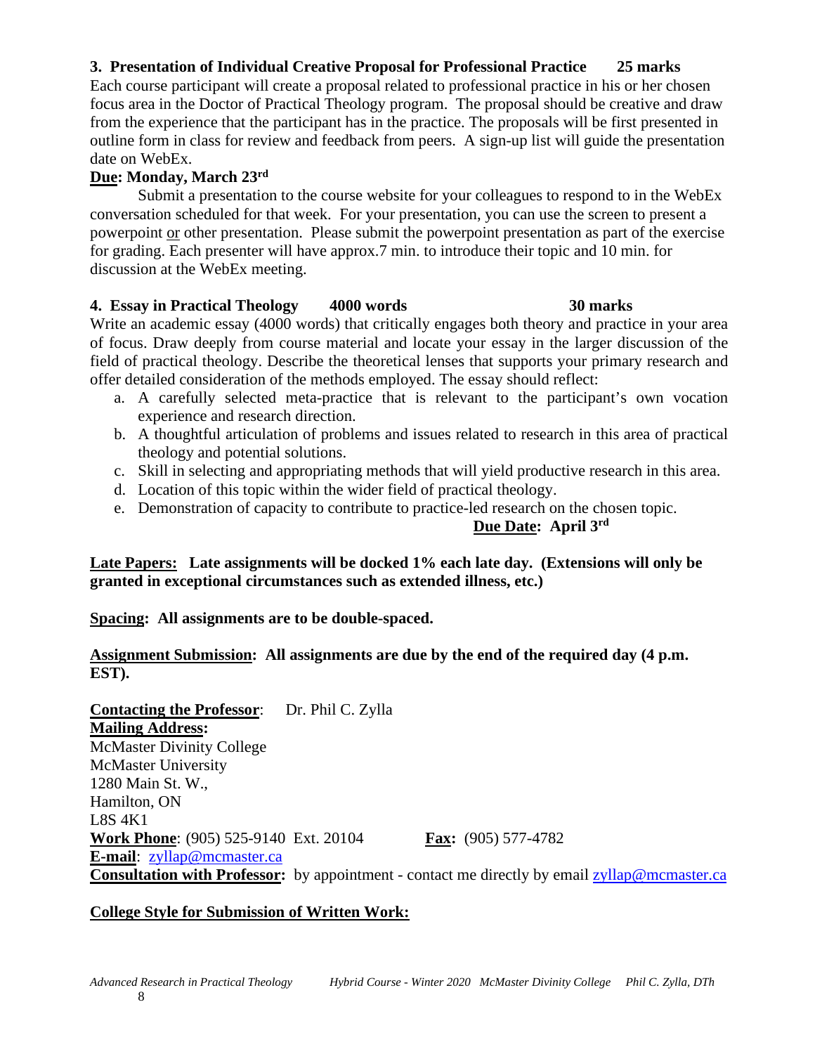**3. Presentation of Individual Creative Proposal for Professional Practice 25 marks**

Each course participant will create a proposal related to professional practice in his or her chosen focus area in the Doctor of Practical Theology program. The proposal should be creative and draw from the experience that the participant has in the practice. The proposals will be first presented in outline form in class for review and feedback from peers. A sign-up list will guide the presentation date on WebEx.

**Due: Monday, March 23rd**

Submit a presentation to the course website for your colleagues to respond to in the WebEx conversation scheduled for that week. For your presentation, you can use the screen to present a powerpoint or other presentation. Please submit the powerpoint presentation as part of the exercise for grading. Each presenter will have approx.7 min. to introduce their topic and 10 min. for discussion at the WebEx meeting.

**4. Essay in Practical Theology 4000 words 30 marks**

Write an academic essay (4000 words) that critically engages both theory and practice in your area of focus. Draw deeply from course material and locate your essay in the larger discussion of the field of practical theology. Describe the theoretical lenses that supports your primary research and offer detailed consideration of the methods employed. The essay should reflect:

a. A carefully selected meta-practice that is relevant to the participant's own vocation experience and research direction.
b. A thoughtful articulation of problems and issues related to research in this area of practical theology and potential solutions.
c. Skill in selecting and appropriating methods that will yield productive research in this area.
d. Location of this topic within the wider field of practical theology.
e. Demonstration of capacity to contribute to practice-led research on the chosen topic.

**Due Date: April 3rd**

**Late Papers: Late assignments will be docked 1% each late day. (Extensions will only be granted in exceptional circumstances such as extended illness, etc.)**

**Spacing: All assignments are to be double-spaced.**

**Assignment Submission: All assignments are due by the end of the required day (4 p.m. EST).**

**Contacting the Professor**: Dr. Phil C. Zylla

**Mailing Address:**
McMaster Divinity College
McMaster University
1280 Main St. W.,
Hamilton, ON
L8S 4K1

**Work Phone**: (905) 525-9140 Ext. 20104 **Fax:** (905) 577-4782

**E-mail**: zyllap@mcmaster.ca

**Consultation with Professor:** by appointment - contact me directly by email zyllap@mcmaster.ca

**College Style for Submission of Written Work:**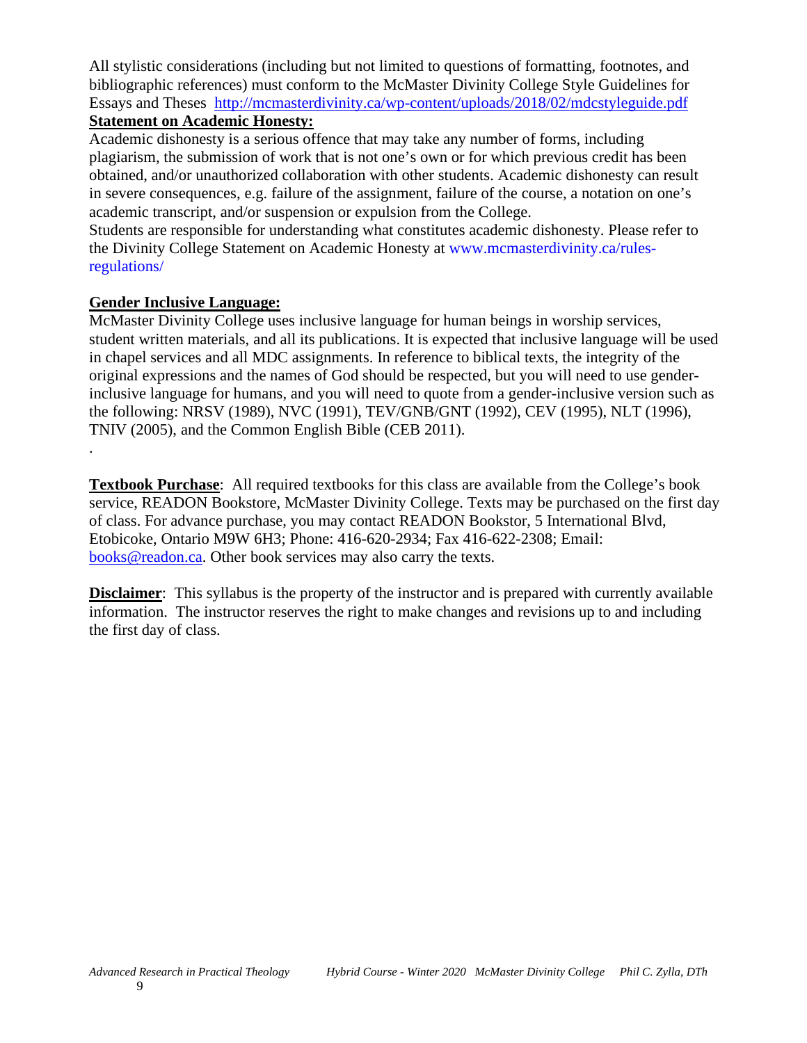All stylistic considerations (including but not limited to questions of formatting, footnotes, and bibliographic references) must conform to the McMaster Divinity College Style Guidelines for Essays and Theses http://mcmasterdivinity.ca/wp-content/uploads/2018/02/mdcstyleguide.pdf

**Statement on Academic Honesty:**

Academic dishonesty is a serious offence that may take any number of forms, including plagiarism, the submission of work that is not one's own or for which previous credit has been obtained, and/or unauthorized collaboration with other students. Academic dishonesty can result in severe consequences, e.g. failure of the assignment, failure of the course, a notation on one's academic transcript, and/or suspension or expulsion from the College.

Students are responsible for understanding what constitutes academic dishonesty. Please refer to the Divinity College Statement on Academic Honesty at www.mcmasterdivinity.ca/rules-regulations/

**Gender Inclusive Language:**

McMaster Divinity College uses inclusive language for human beings in worship services, student written materials, and all its publications. It is expected that inclusive language will be used in chapel services and all MDC assignments. In reference to biblical texts, the integrity of the original expressions and the names of God should be respected, but you will need to use gender-inclusive language for humans, and you will need to quote from a gender-inclusive version such as the following: NRSV (1989), NVC (1991), TEV/GNB/GNT (1992), CEV (1995), NLT (1996), TNIV (2005), and the Common English Bible (CEB 2011).

.

**Textbook Purchase**: All required textbooks for this class are available from the College's book service, READON Bookstore, McMaster Divinity College. Texts may be purchased on the first day of class. For advance purchase, you may contact READON Bookstor, 5 International Blvd, Etobicoke, Ontario M9W 6H3; Phone: 416-620-2934; Fax 416-622-2308; Email: books@readon.ca. Other book services may also carry the texts.

**Disclaimer**: This syllabus is the property of the instructor and is prepared with currently available information. The instructor reserves the right to make changes and revisions up to and including the first day of class.